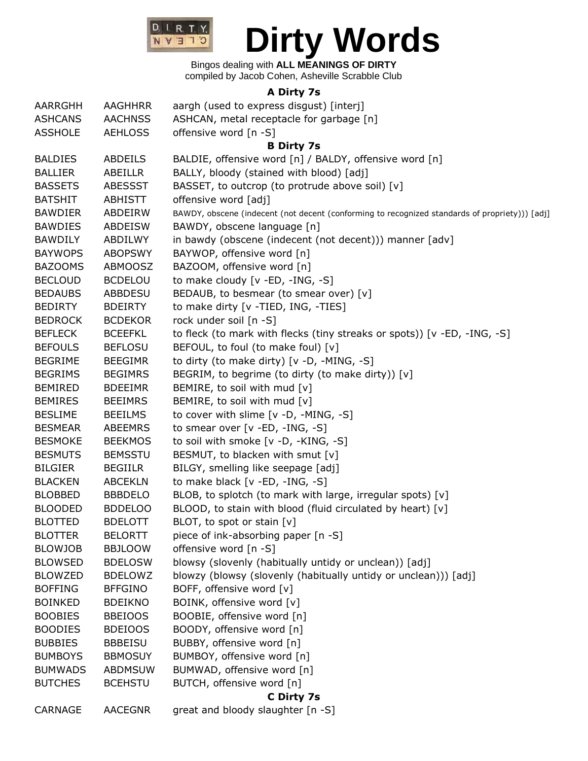# Dirty Words

Bingos dealing with **ALL MEANINGS OF DIRTY**
compiled by Jacob Cohen, Asheville Scrabble Club

### A Dirty 7s

| | | |
|---|---|---|
| AARRGHH | AAGHHRR | aargh (used to express disgust) [interj] |
| ASHCANS | AACHNSS | ASHCAN, metal receptacle for garbage [n] |
| ASSHOLE | AEHLOSS | offensive word [n -S] |

### B Dirty 7s

| | | |
|---|---|---|
| BALDIES | ABDEILS | BALDIE, offensive word [n] / BALDY, offensive word [n] |
| BALLIER | ABEILLR | BALLY, bloody (stained with blood) [adj] |
| BASSETS | ABESSST | BASSET, to outcrop (to protrude above soil) [v] |
| BATSHIT | ABHISTT | offensive word [adj] |
| BAWDIER | ABDEIRW | BAWDY, obscene (indecent (not decent (conforming to recognized standards of propriety))) [adj] |
| BAWDIES | ABDEISW | BAWDY, obscene language [n] |
| BAWDILY | ABDILWY | in bawdy (obscene (indecent (not decent))) manner [adv] |
| BAYWOPS | ABOPSWY | BAYWOP, offensive word [n] |
| BAZOOMS | ABMOOSZ | BAZOOM, offensive word [n] |
| BECLOUD | BCDELOU | to make cloudy [v -ED, -ING, -S] |
| BEDAUBS | ABBDESU | BEDAUB, to besmear (to smear over) [v] |
| BEDIRTY | BDEIRTY | to make dirty [v -TIED, ING, -TIES] |
| BEDROCK | BCDEKOR | rock under soil [n -S] |
| BEFLECK | BCEEFKL | to fleck (to mark with flecks (tiny streaks or spots)) [v -ED, -ING, -S] |
| BEFOULS | BEFLOSU | BEFOUL, to foul (to make foul) [v] |
| BEGRIME | BEEGIMR | to dirty (to make dirty) [v -D, -MING, -S] |
| BEGRIMS | BEGIMRS | BEGRIM, to begrime (to dirty (to make dirty)) [v] |
| BEMIRED | BDEEIMR | BEMIRE, to soil with mud [v] |
| BEMIRES | BEEIMRS | BEMIRE, to soil with mud [v] |
| BESLIME | BEEILMS | to cover with slime [v -D, -MING, -S] |
| BESMEAR | ABEEMRS | to smear over [v -ED, -ING, -S] |
| BESMOKE | BEEKMOS | to soil with smoke [v -D, -KING, -S] |
| BESMUTS | BEMSSTU | BESMUT, to blacken with smut [v] |
| BILGIER | BEGIILR | BILGY, smelling like seepage [adj] |
| BLACKEN | ABCEKLN | to make black [v -ED, -ING, -S] |
| BLOBBED | BBBDELO | BLOB, to splotch (to mark with large, irregular spots) [v] |
| BLOODED | BDDELOO | BLOOD, to stain with blood (fluid circulated by heart) [v] |
| BLOTTED | BDELOTT | BLOT, to spot or stain [v] |
| BLOTTER | BELORTT | piece of ink-absorbing paper [n -S] |
| BLOWJOB | BBJLOOW | offensive word [n -S] |
| BLOWSED | BDELOSW | blowsy (slovenly (habitually untidy or unclean)) [adj] |
| BLOWZED | BDELOWZ | blowzy (blowsy (slovenly (habitually untidy or unclean))) [adj] |
| BOFFING | BFFGINO | BOFF, offensive word [v] |
| BOINKED | BDEIKNO | BOINK, offensive word [v] |
| BOOBIES | BBEIOOS | BOOBIE, offensive word [n] |
| BOODIES | BDEIOOS | BOODY, offensive word [n] |
| BUBBIES | BBBEISU | BUBBY, offensive word [n] |
| BUMBOYS | BBMOSUY | BUMBOY, offensive word [n] |
| BUMWADS | ABDMSUW | BUMWAD, offensive word [n] |
| BUTCHES | BCEHSTU | BUTCH, offensive word [n] |

### C Dirty 7s

| | | |
|---|---|---|
| CARNAGE | AACEGNR | great and bloody slaughter [n -S] |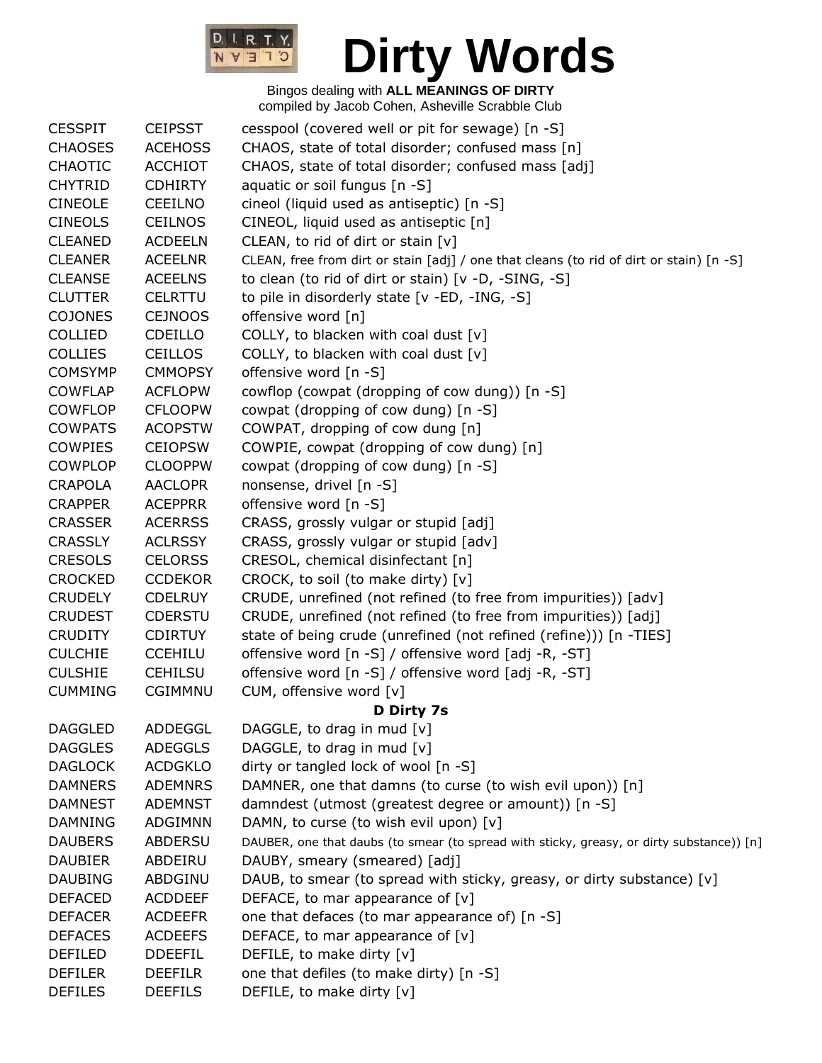# Dirty Words

Bingos dealing with **ALL MEANINGS OF DIRTY**
compiled by Jacob Cohen, Asheville Scrabble Club

| | | |
|---|---|---|
| CESSPIT | CEIPSST | cesspool (covered well or pit for sewage) [n -S] |
| CHAOSES | ACEHOSS | CHAOS, state of total disorder; confused mass [n] |
| CHAOTIC | ACCHIOT | CHAOS, state of total disorder; confused mass [adj] |
| CHYTRID | CDHIRTY | aquatic or soil fungus [n -S] |
| CINEOLE | CEEILNO | cineol (liquid used as antiseptic) [n -S] |
| CINEOLS | CEILNOS | CINEOL, liquid used as antiseptic [n] |
| CLEANED | ACDEELN | CLEAN, to rid of dirt or stain [v] |
| CLEANER | ACEELNR | CLEAN, free from dirt or stain [adj] / one that cleans (to rid of dirt or stain) [n -S] |
| CLEANSE | ACEELNS | to clean (to rid of dirt or stain) [v -D, -SING, -S] |
| CLUTTER | CELRTTU | to pile in disorderly state [v -ED, -ING, -S] |
| COJONES | CEJNOOS | offensive word [n] |
| COLLIED | CDEILLO | COLLY, to blacken with coal dust [v] |
| COLLIES | CEILLOS | COLLY, to blacken with coal dust [v] |
| COMSYMP | CMMOPSY | offensive word [n -S] |
| COWFLAP | ACFLOPW | cowflop (cowpat (dropping of cow dung)) [n -S] |
| COWFLOP | CFLOOPW | cowpat (dropping of cow dung) [n -S] |
| COWPATS | ACOPSTW | COWPAT, dropping of cow dung [n] |
| COWPIES | CEIOPSW | COWPIE, cowpat (dropping of cow dung) [n] |
| COWPLOP | CLOOPPW | cowpat (dropping of cow dung) [n -S] |
| CRAPOLA | AACLOPR | nonsense, drivel [n -S] |
| CRAPPER | ACEPPRR | offensive word [n -S] |
| CRASSER | ACERRSS | CRASS, grossly vulgar or stupid [adj] |
| CRASSLY | ACLRSSY | CRASS, grossly vulgar or stupid [adv] |
| CRESOLS | CELORSS | CRESOL, chemical disinfectant [n] |
| CROCKED | CCDEKOR | CROCK, to soil (to make dirty) [v] |
| CRUDELY | CDELRUY | CRUDE, unrefined (not refined (to free from impurities)) [adv] |
| CRUDEST | CDERSTU | CRUDE, unrefined (not refined (to free from impurities)) [adj] |
| CRUDITY | CDIRTUY | state of being crude (unrefined (not refined (refine))) [n -TIES] |
| CULCHIE | CCEHILU | offensive word [n -S] / offensive word [adj -R, -ST] |
| CULSHIE | CEHILSU | offensive word [n -S] / offensive word [adj -R, -ST] |
| CUMMING | CGIMMNU | CUM, offensive word [v] |

**D Dirty 7s**

| | | |
|---|---|---|
| DAGGLED | ADDEGGL | DAGGLE, to drag in mud [v] |
| DAGGLES | ADEGGLS | DAGGLE, to drag in mud [v] |
| DAGLOCK | ACDGKLO | dirty or tangled lock of wool [n -S] |
| DAMNERS | ADEMNRS | DAMNER, one that damns (to curse (to wish evil upon)) [n] |
| DAMNEST | ADEMNST | damndest (utmost (greatest degree or amount)) [n -S] |
| DAMNING | ADGIMNN | DAMN, to curse (to wish evil upon) [v] |
| DAUBERS | ABDERSU | DAUBER, one that daubs (to smear (to spread with sticky, greasy, or dirty substance)) [n] |
| DAUBIER | ABDEIRU | DAUBY, smeary (smeared) [adj] |
| DAUBING | ABDGINU | DAUB, to smear (to spread with sticky, greasy, or dirty substance) [v] |
| DEFACED | ACDDEEF | DEFACE, to mar appearance of [v] |
| DEFACER | ACDEEFR | one that defaces (to mar appearance of) [n -S] |
| DEFACES | ACDEEFS | DEFACE, to mar appearance of [v] |
| DEFILED | DDEEFIL | DEFILE, to make dirty [v] |
| DEFILER | DEEFILR | one that defiles (to make dirty) [n -S] |
| DEFILES | DEEFILS | DEFILE, to make dirty [v] |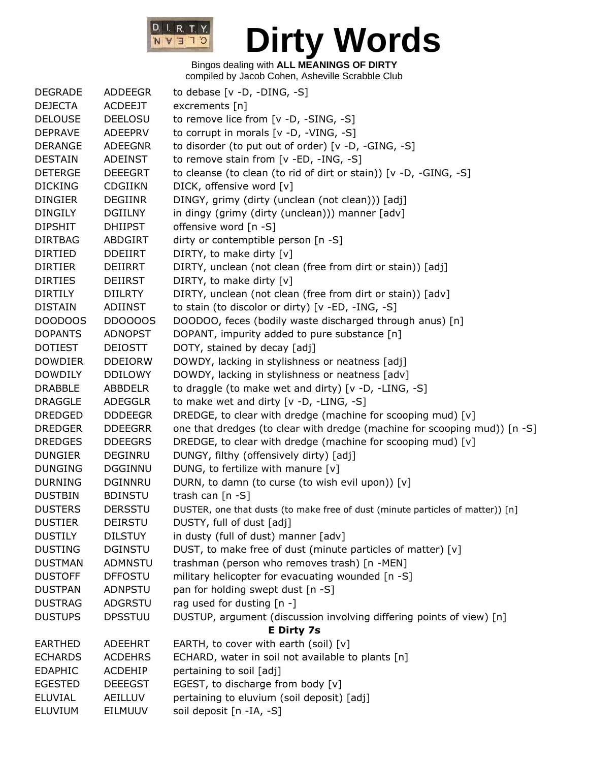# Dirty Words

Bingos dealing with **ALL MEANINGS OF DIRTY**
compiled by Jacob Cohen, Asheville Scrabble Club

| | | |
|---|---|---|
| DEGRADE | ADDEEGR | to debase [v -D, -DING, -S] |
| DEJECTA | ACDEEJT | excrements [n] |
| DELOUSE | DEELOSU | to remove lice from [v -D, -SING, -S] |
| DEPRAVE | ADEEPRV | to corrupt in morals [v -D, -VING, -S] |
| DERANGE | ADEEGNR | to disorder (to put out of order) [v -D, -GING, -S] |
| DESTAIN | ADEINST | to remove stain from [v -ED, -ING, -S] |
| DETERGE | DEEEGRT | to cleanse (to clean (to rid of dirt or stain)) [v -D, -GING, -S] |
| DICKING | CDGIIKN | DICK, offensive word [v] |
| DINGIER | DEGIINR | DINGY, grimy (dirty (unclean (not clean))) [adj] |
| DINGILY | DGIILNY | in dingy (grimy (dirty (unclean))) manner [adv] |
| DIPSHIT | DHIIPST | offensive word [n -S] |
| DIRTBAG | ABDGIRT | dirty or contemptible person [n -S] |
| DIRTIED | DDEIIRT | DIRTY, to make dirty [v] |
| DIRTIER | DEIIRRT | DIRTY, unclean (not clean (free from dirt or stain)) [adj] |
| DIRTIES | DEIIRST | DIRTY, to make dirty [v] |
| DIRTILY | DIILRTY | DIRTY, unclean (not clean (free from dirt or stain)) [adv] |
| DISTAIN | ADIINST | to stain (to discolor or dirty) [v -ED, -ING, -S] |
| DOODOOS | DDOOOOS | DOODOO, feces (bodily waste discharged through anus) [n] |
| DOPANTS | ADNOPST | DOPANT, impurity added to pure substance [n] |
| DOTIEST | DEIOSTT | DOTY, stained by decay [adj] |
| DOWDIER | DDEIORW | DOWDY, lacking in stylishness or neatness [adj] |
| DOWDILY | DDILOWY | DOWDY, lacking in stylishness or neatness [adv] |
| DRABBLE | ABBDELR | to draggle (to make wet and dirty) [v -D, -LING, -S] |
| DRAGGLE | ADEGGLR | to make wet and dirty [v -D, -LING, -S] |
| DREDGED | DDDEEGR | DREDGE, to clear with dredge (machine for scooping mud) [v] |
| DREDGER | DDEEGRR | one that dredges (to clear with dredge (machine for scooping mud)) [n -S] |
| DREDGES | DDEEGRS | DREDGE, to clear with dredge (machine for scooping mud) [v] |
| DUNGIER | DEGINRU | DUNGY, filthy (offensively dirty) [adj] |
| DUNGING | DGGINNU | DUNG, to fertilize with manure [v] |
| DURNING | DGINNRU | DURN, to damn (to curse (to wish evil upon)) [v] |
| DUSTBIN | BDINSTU | trash can [n -S] |
| DUSTERS | DERSSTU | DUSTER, one that dusts (to make free of dust (minute particles of matter)) [n] |
| DUSTIER | DEIRSTU | DUSTY, full of dust [adj] |
| DUSTILY | DILSTUY | in dusty (full of dust) manner [adv] |
| DUSTING | DGINSTU | DUST, to make free of dust (minute particles of matter) [v] |
| DUSTMAN | ADMNSTU | trashman (person who removes trash) [n -MEN] |
| DUSTOFF | DFFOSTU | military helicopter for evacuating wounded [n -S] |
| DUSTPAN | ADNPSTU | pan for holding swept dust [n -S] |
| DUSTRAG | ADGRSTU | rag used for dusting [n -] |
| DUSTUPS | DPSSTUU | DUSTUP, argument (discussion involving differing points of view) [n] |

**E Dirty 7s**

| | | |
|---|---|---|
| EARTHED | ADEEHRT | EARTH, to cover with earth (soil) [v] |
| ECHARDS | ACDEHRS | ECHARD, water in soil not available to plants [n] |
| EDAPHIC | ACDEHIP | pertaining to soil [adj] |
| EGESTED | DEEEGST | EGEST, to discharge from body [v] |
| ELUVIAL | AEILLUV | pertaining to eluvium (soil deposit) [adj] |
| ELUVIUM | EILMUUV | soil deposit [n -IA, -S] |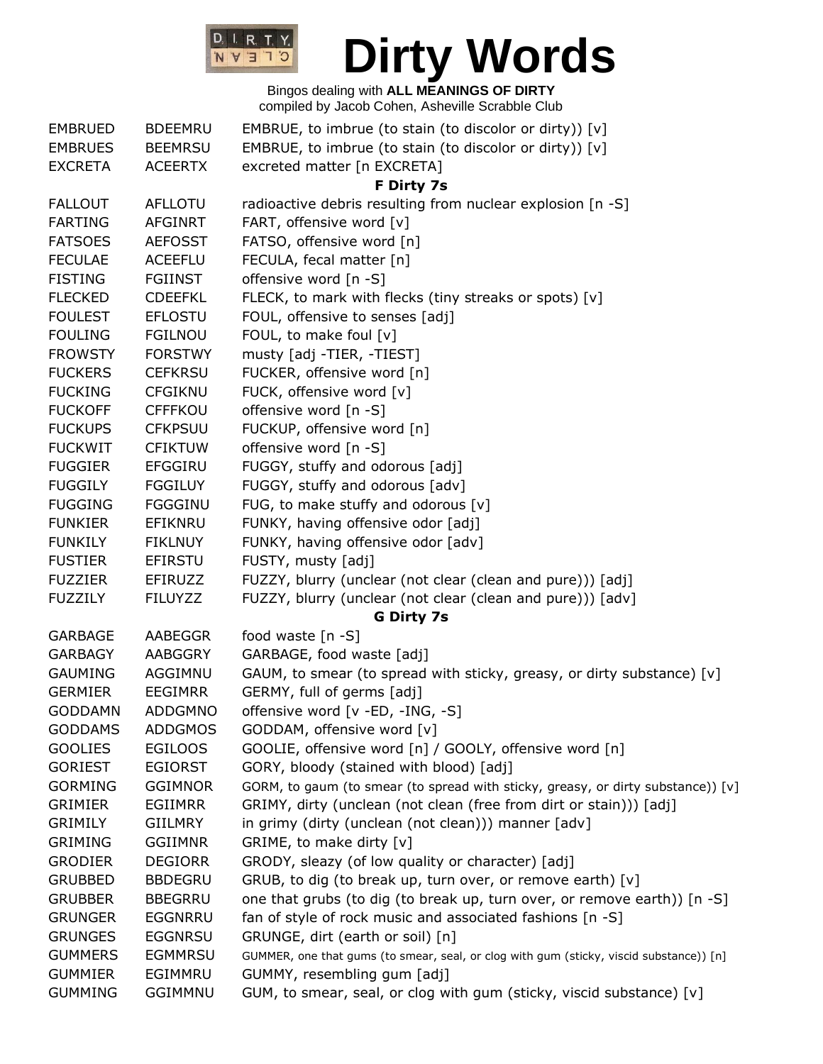# Dirty Words

Bingos dealing with **ALL MEANINGS OF DIRTY**
compiled by Jacob Cohen, Asheville Scrabble Club

| | | |
|---|---|---|
| EMBRUED | BDEEMRU | EMBRUE, to imbrue (to stain (to discolor or dirty)) [v] |
| EMBRUES | BEEMRSU | EMBRUE, to imbrue (to stain (to discolor or dirty)) [v] |
| EXCRETA | ACEERTX | excreted matter [n EXCRETA] |
| | | **F Dirty 7s** |
| FALLOUT | AFLLOTU | radioactive debris resulting from nuclear explosion [n -S] |
| FARTING | AFGINRT | FART, offensive word [v] |
| FATSOES | AEFOSST | FATSO, offensive word [n] |
| FECULAE | ACEEFLU | FECULA, fecal matter [n] |
| FISTING | FGIINST | offensive word [n -S] |
| FLECKED | CDEEFKL | FLECK, to mark with flecks (tiny streaks or spots) [v] |
| FOULEST | EFLOSTU | FOUL, offensive to senses [adj] |
| FOULING | FGILNOU | FOUL, to make foul [v] |
| FROWSTY | FORSTWY | musty [adj -TIER, -TIEST] |
| FUCKERS | CEFKRSU | FUCKER, offensive word [n] |
| FUCKING | CFGIKNU | FUCK, offensive word [v] |
| FUCKOFF | CFFFKOU | offensive word [n -S] |
| FUCKUPS | CFKPSUU | FUCKUP, offensive word [n] |
| FUCKWIT | CFIKTUW | offensive word [n -S] |
| FUGGIER | EFGGIRU | FUGGY, stuffy and odorous [adj] |
| FUGGILY | FGGILUY | FUGGY, stuffy and odorous [adv] |
| FUGGING | FGGGINU | FUG, to make stuffy and odorous [v] |
| FUNKIER | EFIKNRU | FUNKY, having offensive odor [adj] |
| FUNKILY | FIKLNUY | FUNKY, having offensive odor [adv] |
| FUSTIER | EFIRSTU | FUSTY, musty [adj] |
| FUZZIER | EFIRUZZ | FUZZY, blurry (unclear (not clear (clean and pure))) [adj] |
| FUZZILY | FILUYZZ | FUZZY, blurry (unclear (not clear (clean and pure))) [adv] |
| | | **G Dirty 7s** |
| GARBAGE | AABEGGR | food waste [n -S] |
| GARBAGY | AABGGRY | GARBAGE, food waste [adj] |
| GAUMING | AGGIMNU | GAUM, to smear (to spread with sticky, greasy, or dirty substance) [v] |
| GERMIER | EEGIMRR | GERMY, full of germs [adj] |
| GODDAMN | ADDGMNO | offensive word [v -ED, -ING, -S] |
| GODDAMS | ADDGMOS | GODDAM, offensive word [v] |
| GOOLIES | EGILOOS | GOOLIE, offensive word [n] / GOOLY, offensive word [n] |
| GORIEST | EGIORST | GORY, bloody (stained with blood) [adj] |
| GORMING | GGIMNOR | GORM, to gaum (to smear (to spread with sticky, greasy, or dirty substance)) [v] |
| GRIMIER | EGIIMRR | GRIMY, dirty (unclean (not clean (free from dirt or stain))) [adj] |
| GRIMILY | GIILMRY | in grimy (dirty (unclean (not clean))) manner [adv] |
| GRIMING | GGIIMNR | GRIME, to make dirty [v] |
| GRODIER | DEGIORR | GRODY, sleazy (of low quality or character) [adj] |
| GRUBBED | BBDEGRU | GRUB, to dig (to break up, turn over, or remove earth) [v] |
| GRUBBER | BBEGRRU | one that grubs (to dig (to break up, turn over, or remove earth)) [n -S] |
| GRUNGER | EGGNRRU | fan of style of rock music and associated fashions [n -S] |
| GRUNGES | EGGNRSU | GRUNGE, dirt (earth or soil) [n] |
| GUMMERS | EGMMRSU | GUMMER, one that gums (to smear, seal, or clog with gum (sticky, viscid substance)) [n] |
| GUMMIER | EGIMMRU | GUMMY, resembling gum [adj] |
| GUMMING | GGIMMNU | GUM, to smear, seal, or clog with gum (sticky, viscid substance) [v] |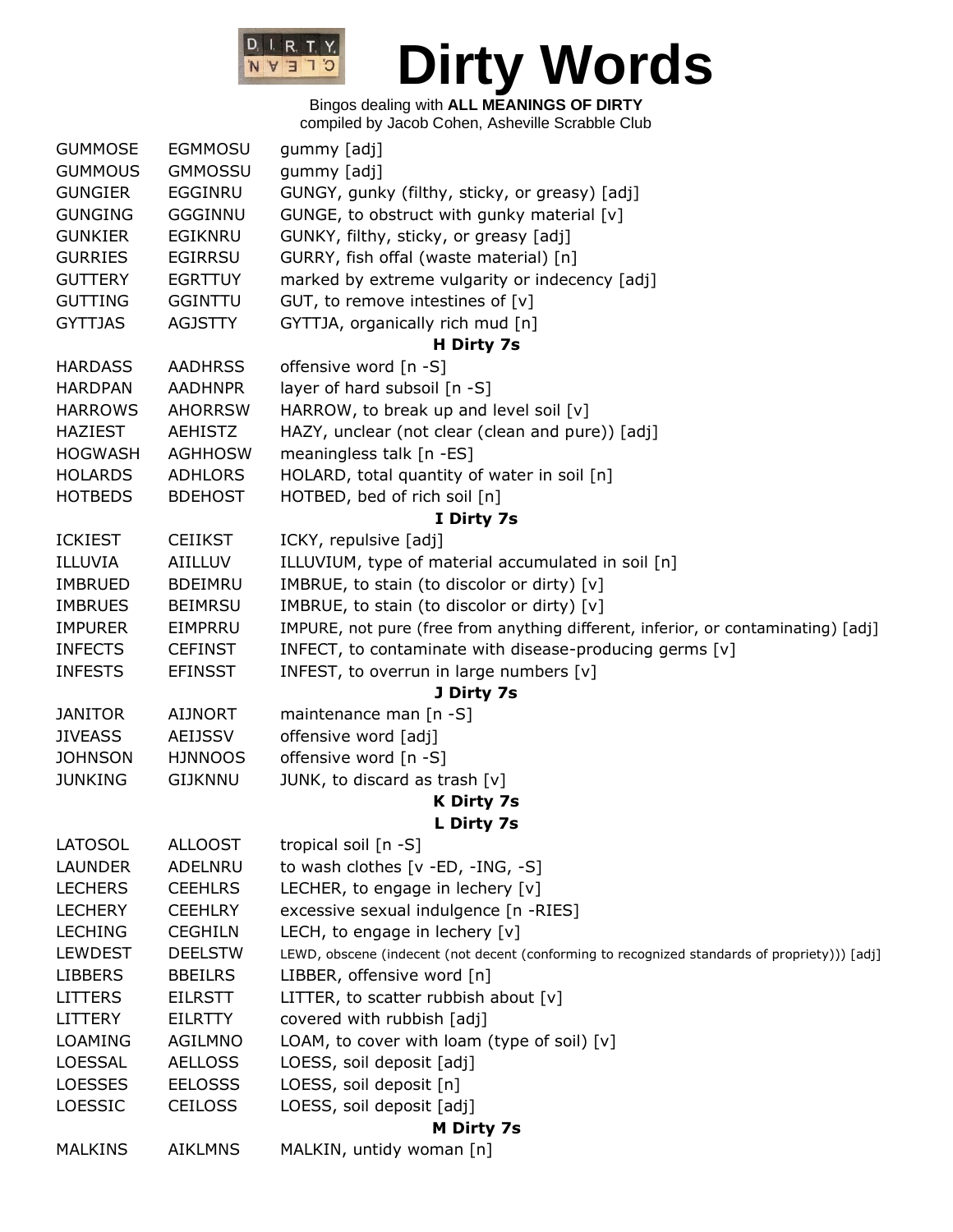# Dirty Words

Bingos dealing with **ALL MEANINGS OF DIRTY**
compiled by Jacob Cohen, Asheville Scrabble Club

| | | |
|---|---|---|
| GUMMOSE | EGMMOSU | gummy [adj] |
| GUMMOUS | GMMOSSU | gummy [adj] |
| GUNGIER | EGGINRU | GUNGY, gunky (filthy, sticky, or greasy) [adj] |
| GUNGING | GGGINNU | GUNGE, to obstruct with gunky material [v] |
| GUNKIER | EGIKNRU | GUNKY, filthy, sticky, or greasy [adj] |
| GURRIES | EGIRRSU | GURRY, fish offal (waste material) [n] |
| GUTTERY | EGRTTUY | marked by extreme vulgarity or indecency [adj] |
| GUTTING | GGINTTU | GUT, to remove intestines of [v] |
| GYTTJAS | AGJSTTY | GYTTJA, organically rich mud [n] |
| | | **H Dirty 7s** |
| HARDASS | AADHRSS | offensive word [n -S] |
| HARDPAN | AADHNPR | layer of hard subsoil [n -S] |
| HARROWS | AHORRSW | HARROW, to break up and level soil [v] |
| HAZIEST | AEHISTZ | HAZY, unclear (not clear (clean and pure)) [adj] |
| HOGWASH | AGHHOSW | meaningless talk [n -ES] |
| HOLARDS | ADHLORS | HOLARD, total quantity of water in soil [n] |
| HOTBEDS | BDEHOST | HOTBED, bed of rich soil [n] |
| | | **I Dirty 7s** |
| ICKIEST | CEIIKST | ICKY, repulsive [adj] |
| ILLUVIA | AIILLUV | ILLUVIUM, type of material accumulated in soil [n] |
| IMBRUED | BDEIMRU | IMBRUE, to stain (to discolor or dirty) [v] |
| IMBRUES | BEIMRSU | IMBRUE, to stain (to discolor or dirty) [v] |
| IMPURER | EIMPRRU | IMPURE, not pure (free from anything different, inferior, or contaminating) [adj] |
| INFECTS | CEFINST | INFECT, to contaminate with disease-producing germs [v] |
| INFESTS | EFINSST | INFEST, to overrun in large numbers [v] |
| | | **J Dirty 7s** |
| JANITOR | AIJNORT | maintenance man [n -S] |
| JIVEASS | AEIJSSV | offensive word [adj] |
| JOHNSON | HJNNOOS | offensive word [n -S] |
| JUNKING | GIJKNNU | JUNK, to discard as trash [v] |
| | | **K Dirty 7s** |
| | | **L Dirty 7s** |
| LATOSOL | ALLOOST | tropical soil [n -S] |
| LAUNDER | ADELNRU | to wash clothes [v -ED, -ING, -S] |
| LECHERS | CEEHLRS | LECHER, to engage in lechery [v] |
| LECHERY | CEEHLRY | excessive sexual indulgence [n -RIES] |
| LECHING | CEGHILN | LECH, to engage in lechery [v] |
| LEWDEST | DEELSTW | LEWD, obscene (indecent (not decent (conforming to recognized standards of propriety))) [adj] |
| LIBBERS | BBEILRS | LIBBER, offensive word [n] |
| LITTERS | EILRSTT | LITTER, to scatter rubbish about [v] |
| LITTERY | EILRTTY | covered with rubbish [adj] |
| LOAMING | AGILMNO | LOAM, to cover with loam (type of soil) [v] |
| LOESSAL | AELLOSS | LOESS, soil deposit [adj] |
| LOESSES | EELOSSS | LOESS, soil deposit [n] |
| LOESSIC | CEILOSS | LOESS, soil deposit [adj] |
| | | **M Dirty 7s** |
| MALKINS | AIKLMNS | MALKIN, untidy woman [n] |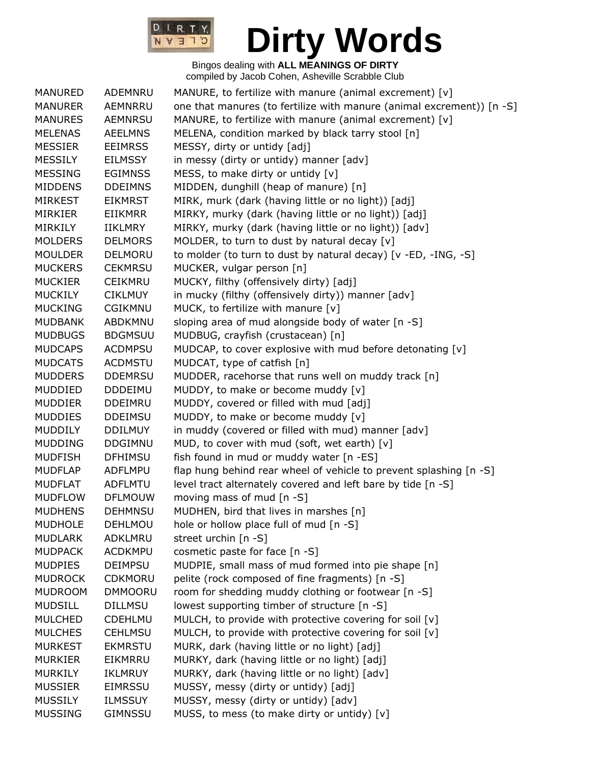# Dirty Words

Bingos dealing with **ALL MEANINGS OF DIRTY**
compiled by Jacob Cohen, Asheville Scrabble Club

| | | |
|---|---|---|
| MANURED | ADEMNRU | MANURE, to fertilize with manure (animal excrement) [v] |
| MANURER | AEMNRRU | one that manures (to fertilize with manure (animal excrement)) [n -S] |
| MANURES | AEMNRSU | MANURE, to fertilize with manure (animal excrement) [v] |
| MELENAS | AEELMNS | MELENA, condition marked by black tarry stool [n] |
| MESSIER | EEIMRSS | MESSY, dirty or untidy [adj] |
| MESSILY | EILMSSY | in messy (dirty or untidy) manner [adv] |
| MESSING | EGIMNSS | MESS, to make dirty or untidy [v] |
| MIDDENS | DDEIMNS | MIDDEN, dunghill (heap of manure) [n] |
| MIRKEST | EIKMRST | MIRK, murk (dark (having little or no light)) [adj] |
| MIRKIER | EIIKMRR | MIRKY, murky (dark (having little or no light)) [adj] |
| MIRKILY | IIKLMRY | MIRKY, murky (dark (having little or no light)) [adv] |
| MOLDERS | DELMORS | MOLDER, to turn to dust by natural decay [v] |
| MOULDER | DELMORU | to molder (to turn to dust by natural decay) [v -ED, -ING, -S] |
| MUCKERS | CEKMRSU | MUCKER, vulgar person [n] |
| MUCKIER | CEIKMRU | MUCKY, filthy (offensively dirty) [adj] |
| MUCKILY | CIKLMUY | in mucky (filthy (offensively dirty)) manner [adv] |
| MUCKING | CGIKMNU | MUCK, to fertilize with manure [v] |
| MUDBANK | ABDKMNU | sloping area of mud alongside body of water [n -S] |
| MUDBUGS | BDGMSUU | MUDBUG, crayfish (crustacean) [n] |
| MUDCAPS | ACDMPSU | MUDCAP, to cover explosive with mud before detonating [v] |
| MUDCATS | ACDMSTU | MUDCAT, type of catfish [n] |
| MUDDERS | DDEMRSU | MUDDER, racehorse that runs well on muddy track [n] |
| MUDDIED | DDDEIMU | MUDDY, to make or become muddy [v] |
| MUDDIER | DDEIMRU | MUDDY, covered or filled with mud [adj] |
| MUDDIES | DDEIMSU | MUDDY, to make or become muddy [v] |
| MUDDILY | DDILMUY | in muddy (covered or filled with mud) manner [adv] |
| MUDDING | DDGIMNU | MUD, to cover with mud (soft, wet earth) [v] |
| MUDFISH | DFHIMSU | fish found in mud or muddy water [n -ES] |
| MUDFLAP | ADFLMPU | flap hung behind rear wheel of vehicle to prevent splashing [n -S] |
| MUDFLAT | ADFLMTU | level tract alternately covered and left bare by tide [n -S] |
| MUDFLOW | DFLMOUW | moving mass of mud [n -S] |
| MUDHENS | DEHMNSU | MUDHEN, bird that lives in marshes [n] |
| MUDHOLE | DEHLMOU | hole or hollow place full of mud [n -S] |
| MUDLARK | ADKLMRU | street urchin [n -S] |
| MUDPACK | ACDKMPU | cosmetic paste for face [n -S] |
| MUDPIES | DEIMPSU | MUDPIE, small mass of mud formed into pie shape [n] |
| MUDROCK | CDKMORU | pelite (rock composed of fine fragments) [n -S] |
| MUDROOM | DMMOORU | room for shedding muddy clothing or footwear [n -S] |
| MUDSILL | DILLMSU | lowest supporting timber of structure [n -S] |
| MULCHED | CDEHLMU | MULCH, to provide with protective covering for soil [v] |
| MULCHES | CEHLMSU | MULCH, to provide with protective covering for soil [v] |
| MURKEST | EKMRSTU | MURK, dark (having little or no light) [adj] |
| MURKIER | EIKMRRU | MURKY, dark (having little or no light) [adj] |
| MURKILY | IKLMRUY | MURKY, dark (having little or no light) [adv] |
| MUSSIER | EIMRSSU | MUSSY, messy (dirty or untidy) [adj] |
| MUSSILY | ILMSSUY | MUSSY, messy (dirty or untidy) [adv] |
| MUSSING | GIMNSSU | MUSS, to mess (to make dirty or untidy) [v] |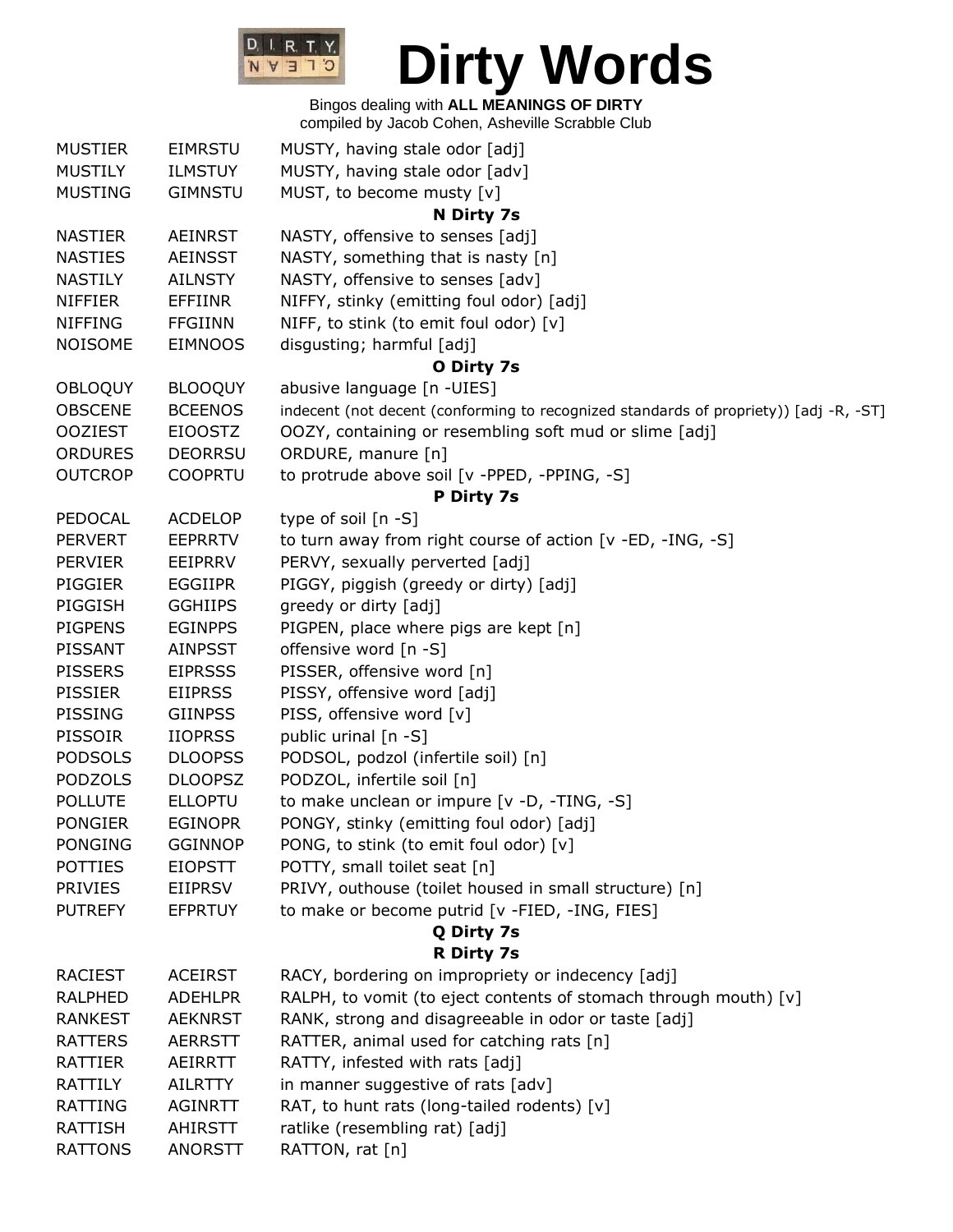# Dirty Words

Bingos dealing with **ALL MEANINGS OF DIRTY**
compiled by Jacob Cohen, Asheville Scrabble Club

| | | |
|---|---|---|
| MUSTIER | EIMRSTU | MUSTY, having stale odor [adj] |
| MUSTILY | ILMSTUY | MUSTY, having stale odor [adv] |
| MUSTING | GIMNSTU | MUST, to become musty [v] |
| | | **N Dirty 7s** |
| NASTIER | AEINRST | NASTY, offensive to senses [adj] |
| NASTIES | AEINSST | NASTY, something that is nasty [n] |
| NASTILY | AILNSTY | NASTY, offensive to senses [adv] |
| NIFFIER | EFFIINR | NIFFY, stinky (emitting foul odor) [adj] |
| NIFFING | FFGIINN | NIFF, to stink (to emit foul odor) [v] |
| NOISOME | EIMNOOS | disgusting; harmful [adj] |
| | | **O Dirty 7s** |
| OBLOQUY | BLOOQUY | abusive language [n -UIES] |
| OBSCENE | BCEENOS | indecent (not decent (conforming to recognized standards of propriety)) [adj -R, -ST] |
| OOZIEST | EIOOSTZ | OOZY, containing or resembling soft mud or slime [adj] |
| ORDURES | DEORRSU | ORDURE, manure [n] |
| OUTCROP | COOPRTU | to protrude above soil [v -PPED, -PPING, -S] |
| | | **P Dirty 7s** |
| PEDOCAL | ACDELOP | type of soil [n -S] |
| PERVERT | EEPRRTV | to turn away from right course of action [v -ED, -ING, -S] |
| PERVIER | EEIPRRV | PERVY, sexually perverted [adj] |
| PIGGIER | EGGIIPR | PIGGY, piggish (greedy or dirty) [adj] |
| PIGGISH | GGHIIPS | greedy or dirty [adj] |
| PIGPENS | EGINPPS | PIGPEN, place where pigs are kept [n] |
| PISSANT | AINPSST | offensive word [n -S] |
| PISSERS | EIPRSSS | PISSER, offensive word [n] |
| PISSIER | EIIPRSS | PISSY, offensive word [adj] |
| PISSING | GIINPSS | PISS, offensive word [v] |
| PISSOIR | IIOPRSS | public urinal [n -S] |
| PODSOLS | DLOOPSS | PODSOL, podzol (infertile soil) [n] |
| PODZOLS | DLOOPSZ | PODZOL, infertile soil [n] |
| POLLUTE | ELLOPTU | to make unclean or impure [v -D, -TING, -S] |
| PONGIER | EGINOPR | PONGY, stinky (emitting foul odor) [adj] |
| PONGING | GGINNOP | PONG, to stink (to emit foul odor) [v] |
| POTTIES | EIOPSTT | POTTY, small toilet seat [n] |
| PRIVIES | EIIPRSV | PRIVY, outhouse (toilet housed in small structure) [n] |
| PUTREFY | EFPRTUY | to make or become putrid [v -FIED, -ING, FIES] |
| | | **Q Dirty 7s** |
| | | **R Dirty 7s** |
| RACIEST | ACEIRST | RACY, bordering on impropriety or indecency [adj] |
| RALPHED | ADEHLPR | RALPH, to vomit (to eject contents of stomach through mouth) [v] |
| RANKEST | AEKNRST | RANK, strong and disagreeable in odor or taste [adj] |
| RATTERS | AERRSTT | RATTER, animal used for catching rats [n] |
| RATTIER | AEIRRTT | RATTY, infested with rats [adj] |
| RATTILY | AILRTTY | in manner suggestive of rats [adv] |
| RATTING | AGINRTT | RAT, to hunt rats (long-tailed rodents) [v] |
| RATTISH | AHIRSTT | ratlike (resembling rat) [adj] |
| RATTONS | ANORSTT | RATTON, rat [n] |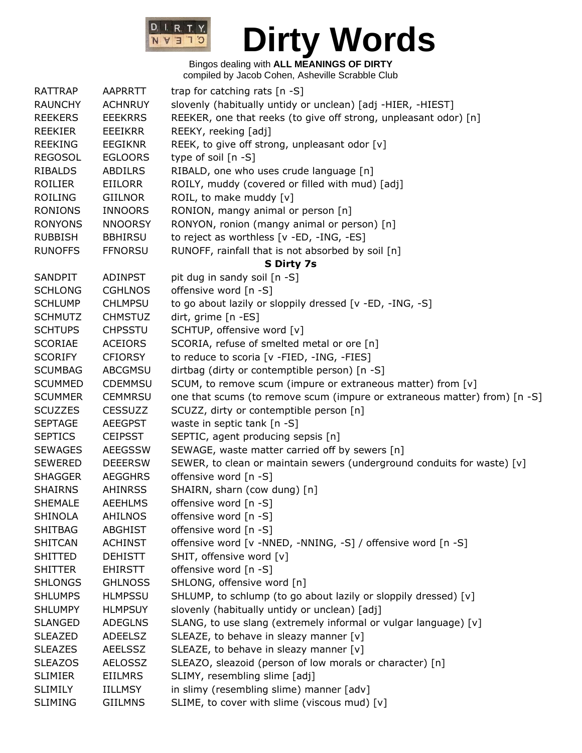# Dirty Words

Bingos dealing with **ALL MEANINGS OF DIRTY**
compiled by Jacob Cohen, Asheville Scrabble Club

| | | |
|---|---|---|
| RATTRAP | AAPRRTT | trap for catching rats [n -S] |
| RAUNCHY | ACHNRUY | slovenly (habitually untidy or unclean) [adj -HIER, -HIEST] |
| REEKERS | EEEKRRS | REEKER, one that reeks (to give off strong, unpleasant odor) [n] |
| REEKIER | EEEIKRR | REEKY, reeking [adj] |
| REEKING | EEGIKNR | REEK, to give off strong, unpleasant odor [v] |
| REGOSOL | EGLOORS | type of soil [n -S] |
| RIBALDS | ABDILRS | RIBALD, one who uses crude language [n] |
| ROILIER | EIILORR | ROILY, muddy (covered or filled with mud) [adj] |
| ROILING | GIILNOR | ROIL, to make muddy [v] |
| RONIONS | INNOORS | RONION, mangy animal or person [n] |
| RONYONS | NNOORSY | RONYON, ronion (mangy animal or person) [n] |
| RUBBISH | BBHIRSU | to reject as worthless [v -ED, -ING, -ES] |
| RUNOFFS | FFNORSU | RUNOFF, rainfall that is not absorbed by soil [n] |

**S Dirty 7s**

| | | |
|---|---|---|
| SANDPIT | ADINPST | pit dug in sandy soil [n -S] |
| SCHLONG | CGHLNOS | offensive word [n -S] |
| SCHLUMP | CHLMPSU | to go about lazily or sloppily dressed [v -ED, -ING, -S] |
| SCHMUTZ | CHMSTUZ | dirt, grime [n -ES] |
| SCHTUPS | CHPSSTU | SCHTUP, offensive word [v] |
| SCORIAE | ACEIORS | SCORIA, refuse of smelted metal or ore [n] |
| SCORIFY | CFIORSY | to reduce to scoria [v -FIED, -ING, -FIES] |
| SCUMBAG | ABCGMSU | dirtbag (dirty or contemptible person) [n -S] |
| SCUMMED | CDEMMSU | SCUM, to remove scum (impure or extraneous matter) from [v] |
| SCUMMER | CEMMRSU | one that scums (to remove scum (impure or extraneous matter) from) [n -S] |
| SCUZZES | CESSUZZ | SCUZZ, dirty or contemptible person [n] |
| SEPTAGE | AEEGPST | waste in septic tank [n -S] |
| SEPTICS | CEIPSST | SEPTIC, agent producing sepsis [n] |
| SEWAGES | AEEGSSW | SEWAGE, waste matter carried off by sewers [n] |
| SEWERED | DEEERSW | SEWER, to clean or maintain sewers (underground conduits for waste) [v] |
| SHAGGER | AEGGHRS | offensive word [n -S] |
| SHAIRNS | AHINRSS | SHAIRN, sharn (cow dung) [n] |
| SHEMALE | AEEHLMS | offensive word [n -S] |
| SHINOLA | AHILNOS | offensive word [n -S] |
| SHITBAG | ABGHIST | offensive word [n -S] |
| SHITCAN | ACHINST | offensive word [v -NNED, -NNING, -S] / offensive word [n -S] |
| SHITTED | DEHISTT | SHIT, offensive word [v] |
| SHITTER | EHIRSTT | offensive word [n -S] |
| SHLONGS | GHLNOSS | SHLONG, offensive word [n] |
| SHLUMPS | HLMPSSU | SHLUMP, to schlump (to go about lazily or sloppily dressed) [v] |
| SHLUMPY | HLMPSUY | slovenly (habitually untidy or unclean) [adj] |
| SLANGED | ADEGLNS | SLANG, to use slang (extremely informal or vulgar language) [v] |
| SLEAZED | ADEELSZ | SLEAZE, to behave in sleazy manner [v] |
| SLEAZES | AEELSSZ | SLEAZE, to behave in sleazy manner [v] |
| SLEAZOS | AELOSSZ | SLEAZO, sleazoid (person of low morals or character) [n] |
| SLIMIER | EIILMRS | SLIMY, resembling slime [adj] |
| SLIMILY | IILLMSY | in slimy (resembling slime) manner [adv] |
| SLIMING | GIILMNS | SLIME, to cover with slime (viscous mud) [v] |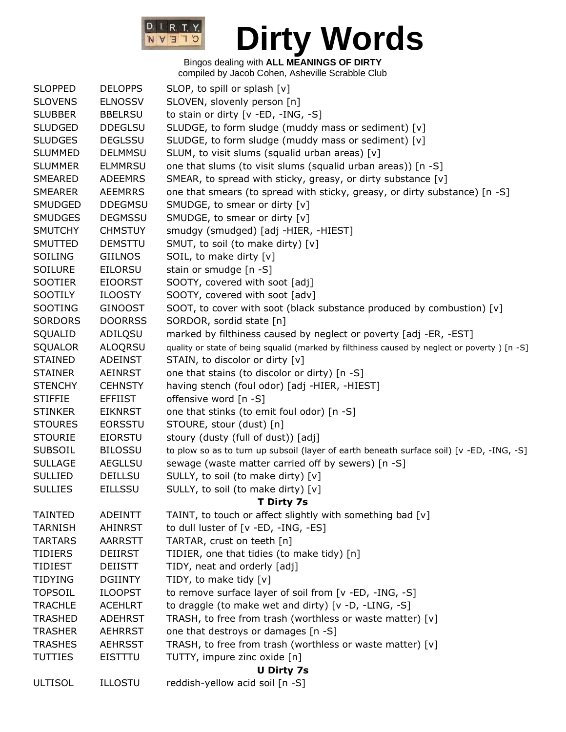# Dirty Words

Bingos dealing with **ALL MEANINGS OF DIRTY**
compiled by Jacob Cohen, Asheville Scrabble Club

| | | |
|---|---|---|
| SLOPPED | DELOPPS | SLOP, to spill or splash [v] |
| SLOVENS | ELNOSSV | SLOVEN, slovenly person [n] |
| SLUBBER | BBELRSU | to stain or dirty [v -ED, -ING, -S] |
| SLUDGED | DDEGLSU | SLUDGE, to form sludge (muddy mass or sediment) [v] |
| SLUDGES | DEGLSSU | SLUDGE, to form sludge (muddy mass or sediment) [v] |
| SLUMMED | DELMMSU | SLUM, to visit slums (squalid urban areas) [v] |
| SLUMMER | ELMMRSU | one that slums (to visit slums (squalid urban areas)) [n -S] |
| SMEARED | ADEEMRS | SMEAR, to spread with sticky, greasy, or dirty substance [v] |
| SMEARER | AEEMRRS | one that smears (to spread with sticky, greasy, or dirty substance) [n -S] |
| SMUDGED | DDEGMSU | SMUDGE, to smear or dirty [v] |
| SMUDGES | DEGMSSU | SMUDGE, to smear or dirty [v] |
| SMUTCHY | CHMSTUY | smudgy (smudged) [adj -HIER, -HIEST] |
| SMUTTED | DEMSTTU | SMUT, to soil (to make dirty) [v] |
| SOILING | GIILNOS | SOIL, to make dirty [v] |
| SOILURE | EILORSU | stain or smudge [n -S] |
| SOOTIER | EIOORST | SOOTY, covered with soot [adj] |
| SOOTILY | ILOOSTY | SOOTY, covered with soot [adv] |
| SOOTING | GINOOST | SOOT, to cover with soot (black substance produced by combustion) [v] |
| SORDORS | DOORRSS | SORDOR, sordid state [n] |
| SQUALID | ADILQSU | marked by filthiness caused by neglect or poverty [adj -ER, -EST] |
| SQUALOR | ALOQRSU | quality or state of being squalid (marked by filthiness caused by neglect or poverty ) [n -S] |
| STAINED | ADEINST | STAIN, to discolor or dirty [v] |
| STAINER | AEINRST | one that stains (to discolor or dirty) [n -S] |
| STENCHY | CEHNSTY | having stench (foul odor) [adj -HIER, -HIEST] |
| STIFFIE | EFFIIST | offensive word [n -S] |
| STINKER | EIKNRST | one that stinks (to emit foul odor) [n -S] |
| STOURES | EORSSTU | STOURE, stour (dust) [n] |
| STOURIE | EIORSTU | stoury (dusty (full of dust)) [adj] |
| SUBSOIL | BILOSSU | to plow so as to turn up subsoil (layer of earth beneath surface soil) [v -ED, -ING, -S] |
| SULLAGE | AEGLLSU | sewage (waste matter carried off by sewers) [n -S] |
| SULLIED | DEILLSU | SULLY, to soil (to make dirty) [v] |
| SULLIES | EILLSSU | SULLY, to soil (to make dirty) [v] |

**T Dirty 7s**

| | | |
|---|---|---|
| TAINTED | ADEINTT | TAINT, to touch or affect slightly with something bad [v] |
| TARNISH | AHINRST | to dull luster of [v -ED, -ING, -ES] |
| TARTARS | AARRSTT | TARTAR, crust on teeth [n] |
| TIDIERS | DEIIRST | TIDIER, one that tidies (to make tidy) [n] |
| TIDIEST | DEIISTT | TIDY, neat and orderly [adj] |
| TIDYING | DGIINTY | TIDY, to make tidy [v] |
| TOPSOIL | ILOOPST | to remove surface layer of soil from [v -ED, -ING, -S] |
| TRACHLE | ACEHLRT | to draggle (to make wet and dirty) [v -D, -LING, -S] |
| TRASHED | ADEHRST | TRASH, to free from trash (worthless or waste matter) [v] |
| TRASHER | AEHRRST | one that destroys or damages [n -S] |
| TRASHES | AEHRSST | TRASH, to free from trash (worthless or waste matter) [v] |
| TUTTIES | EISTTTU | TUTTY, impure zinc oxide [n] |

**U Dirty 7s**

| | | |
|---|---|---|
| ULTISOL | ILLOSTU | reddish-yellow acid soil [n -S] |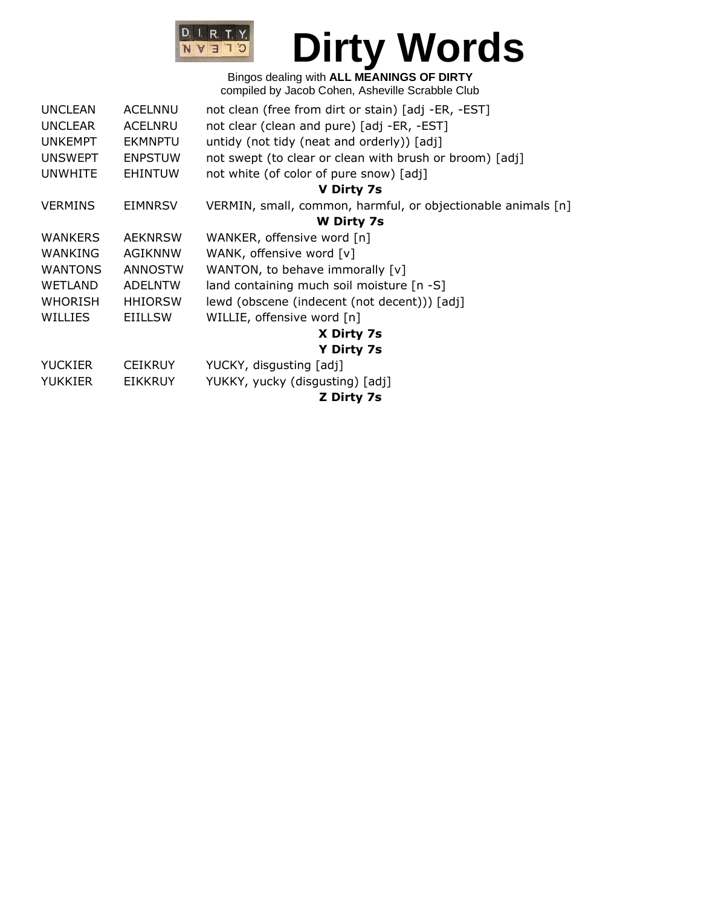# Dirty Words

Bingos dealing with **ALL MEANINGS OF DIRTY**
compiled by Jacob Cohen, Asheville Scrabble Club

| | | |
|---|---|---|
| UNCLEAN | ACELNNU | not clean (free from dirt or stain) [adj -ER, -EST] |
| UNCLEAR | ACELNRU | not clear (clean and pure) [adj -ER, -EST] |
| UNKEMPT | EKMNPTU | untidy (not tidy (neat and orderly)) [adj] |
| UNSWEPT | ENPSTUW | not swept (to clear or clean with brush or broom) [adj] |
| UNWHITE | EHINTUW | not white (of color of pure snow) [adj] |

**V Dirty 7s**

| | | |
|---|---|---|
| VERMINS | EIMNRSV | VERMIN, small, common, harmful, or objectionable animals [n] |

**W Dirty 7s**

| | | |
|---|---|---|
| WANKERS | AEKNRSW | WANKER, offensive word [n] |
| WANKING | AGIKNNW | WANK, offensive word [v] |
| WANTONS | ANNOSTW | WANTON, to behave immorally [v] |
| WETLAND | ADELNTW | land containing much soil moisture [n -S] |
| WHORISH | HHIORSW | lewd (obscene (indecent (not decent))) [adj] |
| WILLIES | EIILLSW | WILLIE, offensive word [n] |

**X Dirty 7s**

**Y Dirty 7s**

| | | |
|---|---|---|
| YUCKIER | CEIKRUY | YUCKY, disgusting [adj] |
| YUKKIER | EIKKRUY | YUKKY, yucky (disgusting) [adj] |

**Z Dirty 7s**